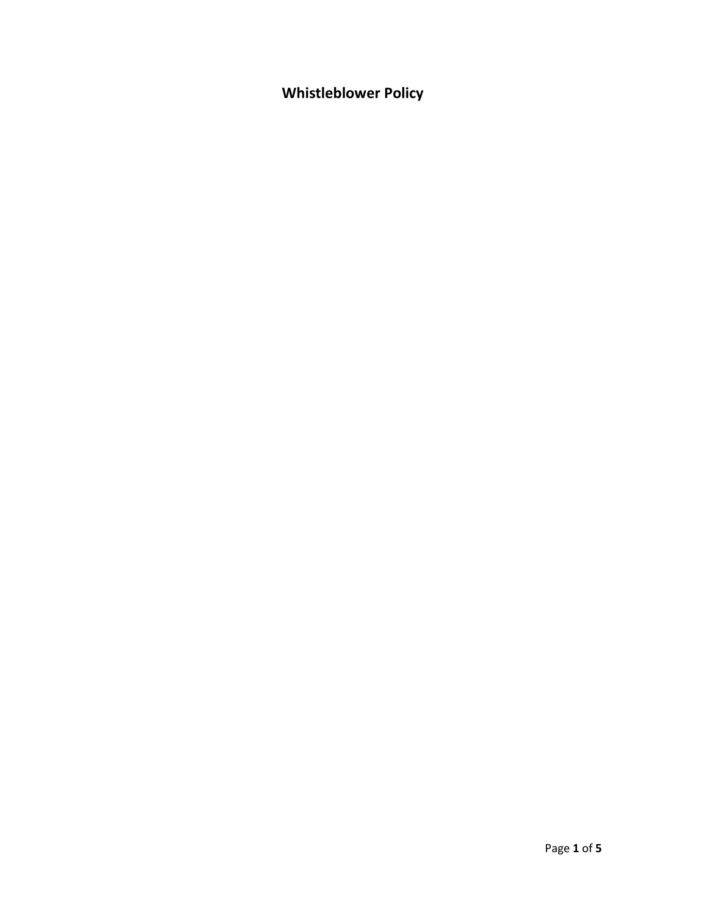# Whistleblower Policy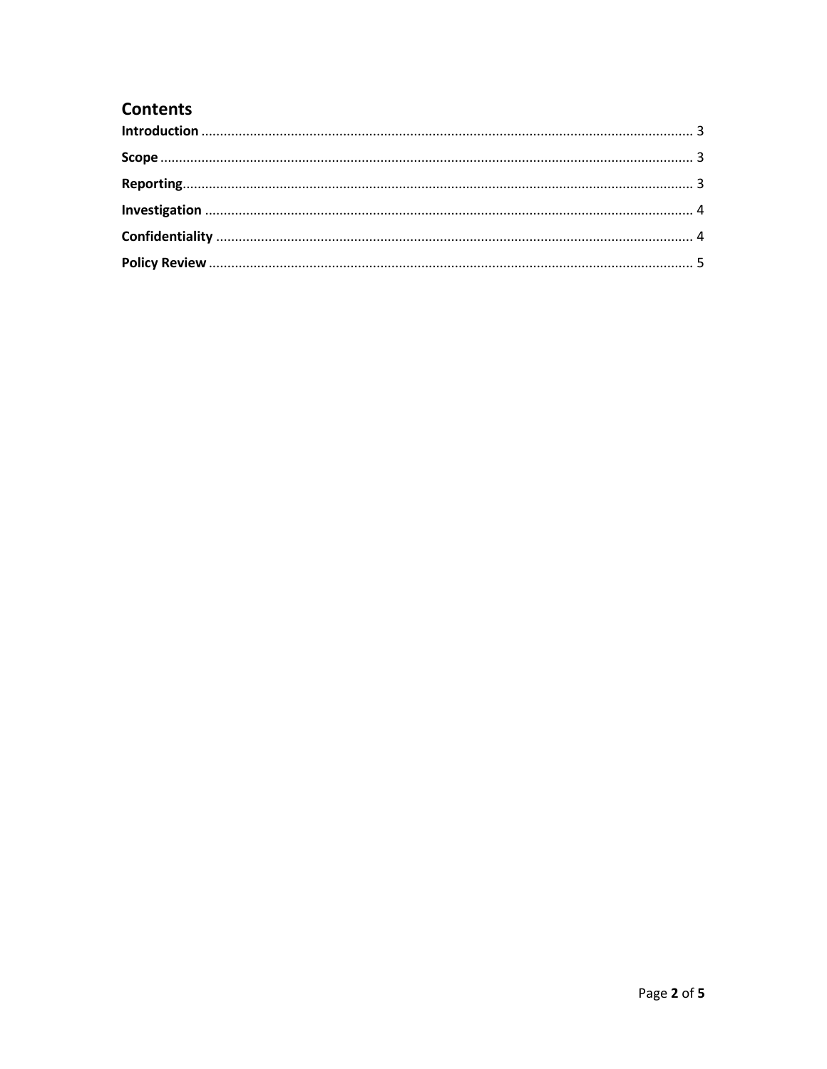## Contents

**Introduction** ........................................................................................................................ 3

**Scope** .................................................................................................................................. 3

**Reporting** ............................................................................................................................ 3

**Investigation** ....................................................................................................................... 4

**Confidentiality** .................................................................................................................... 4

**Policy Review** ...................................................................................................................... 5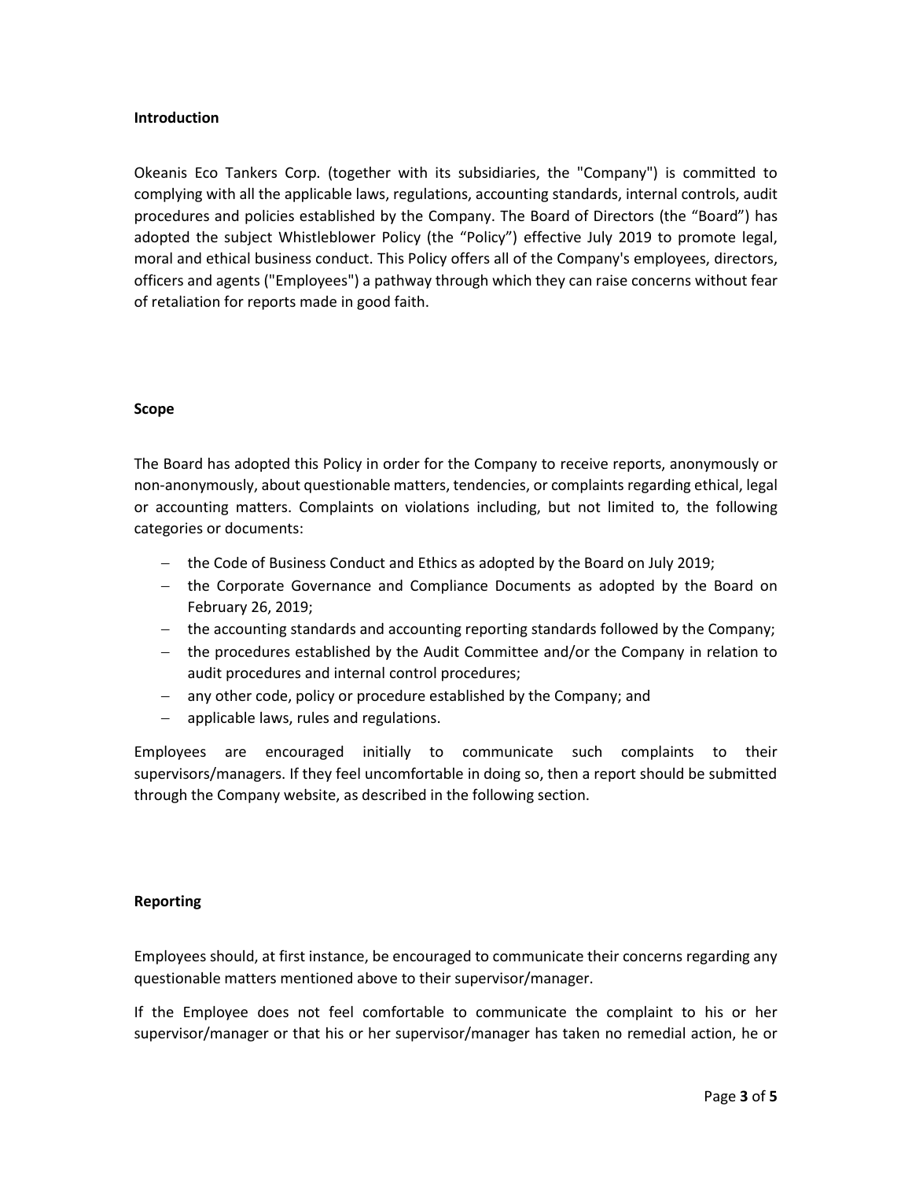**Introduction**

Okeanis Eco Tankers Corp. (together with its subsidiaries, the "Company") is committed to complying with all the applicable laws, regulations, accounting standards, internal controls, audit procedures and policies established by the Company. The Board of Directors (the "Board") has adopted the subject Whistleblower Policy (the "Policy") effective July 2019 to promote legal, moral and ethical business conduct. This Policy offers all of the Company's employees, directors, officers and agents ("Employees") a pathway through which they can raise concerns without fear of retaliation for reports made in good faith.

**Scope**

The Board has adopted this Policy in order for the Company to receive reports, anonymously or non-anonymously, about questionable matters, tendencies, or complaints regarding ethical, legal or accounting matters. Complaints on violations including, but not limited to, the following categories or documents:

- the Code of Business Conduct and Ethics as adopted by the Board on July 2019;
- the Corporate Governance and Compliance Documents as adopted by the Board on February 26, 2019;
- the accounting standards and accounting reporting standards followed by the Company;
- the procedures established by the Audit Committee and/or the Company in relation to audit procedures and internal control procedures;
- any other code, policy or procedure established by the Company; and
- applicable laws, rules and regulations.

Employees are encouraged initially to communicate such complaints to their supervisors/managers. If they feel uncomfortable in doing so, then a report should be submitted through the Company website, as described in the following section.

**Reporting**

Employees should, at first instance, be encouraged to communicate their concerns regarding any questionable matters mentioned above to their supervisor/manager.

If the Employee does not feel comfortable to communicate the complaint to his or her supervisor/manager or that his or her supervisor/manager has taken no remedial action, he or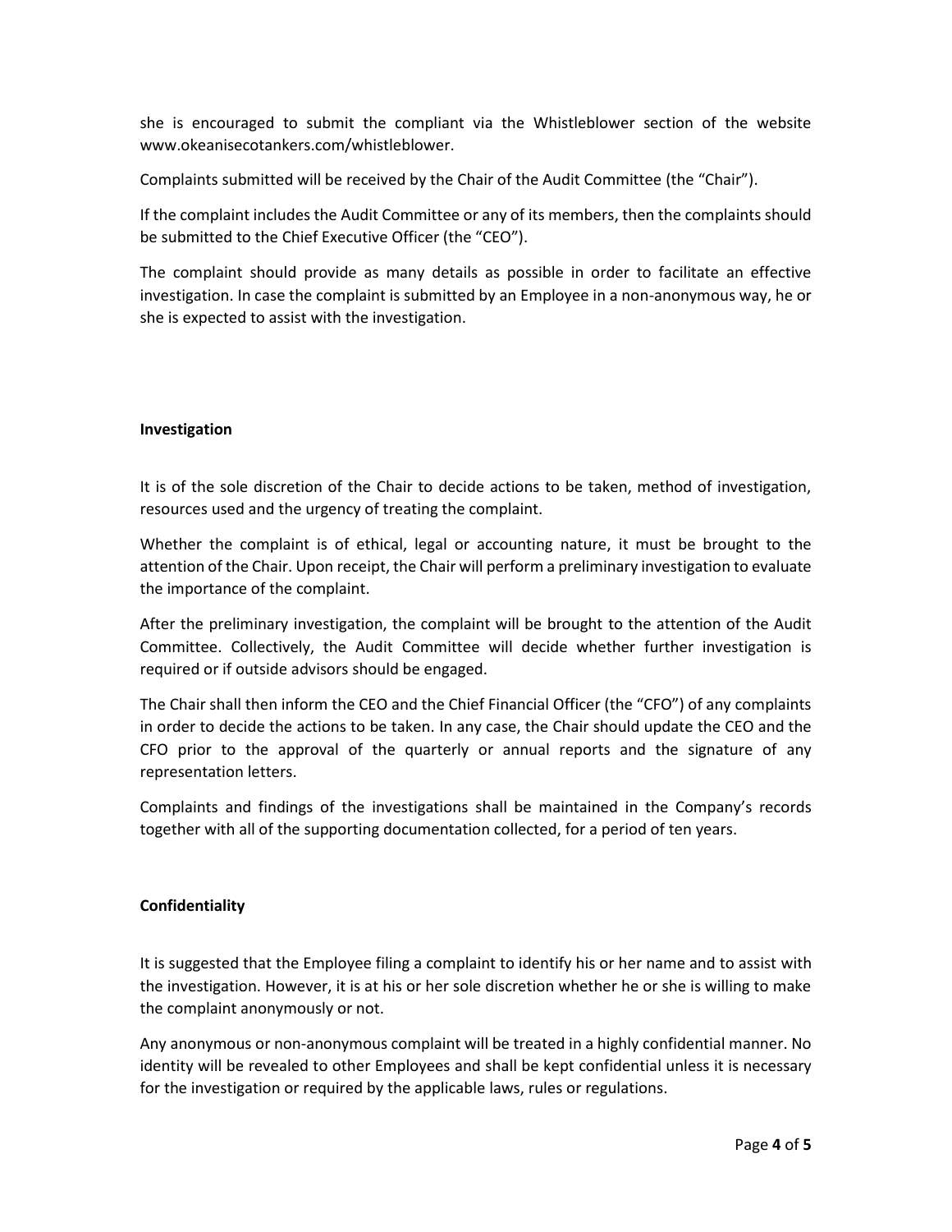she is encouraged to submit the compliant via the Whistleblower section of the website www.okeanisecotankers.com/whistleblower.

Complaints submitted will be received by the Chair of the Audit Committee (the "Chair").

If the complaint includes the Audit Committee or any of its members, then the complaints should be submitted to the Chief Executive Officer (the "CEO").

The complaint should provide as many details as possible in order to facilitate an effective investigation. In case the complaint is submitted by an Employee in a non-anonymous way, he or she is expected to assist with the investigation.

**Investigation**

It is of the sole discretion of the Chair to decide actions to be taken, method of investigation, resources used and the urgency of treating the complaint.

Whether the complaint is of ethical, legal or accounting nature, it must be brought to the attention of the Chair. Upon receipt, the Chair will perform a preliminary investigation to evaluate the importance of the complaint.

After the preliminary investigation, the complaint will be brought to the attention of the Audit Committee. Collectively, the Audit Committee will decide whether further investigation is required or if outside advisors should be engaged.

The Chair shall then inform the CEO and the Chief Financial Officer (the "CFO") of any complaints in order to decide the actions to be taken. In any case, the Chair should update the CEO and the CFO prior to the approval of the quarterly or annual reports and the signature of any representation letters.

Complaints and findings of the investigations shall be maintained in the Company's records together with all of the supporting documentation collected, for a period of ten years.

**Confidentiality**

It is suggested that the Employee filing a complaint to identify his or her name and to assist with the investigation. However, it is at his or her sole discretion whether he or she is willing to make the complaint anonymously or not.

Any anonymous or non-anonymous complaint will be treated in a highly confidential manner. No identity will be revealed to other Employees and shall be kept confidential unless it is necessary for the investigation or required by the applicable laws, rules or regulations.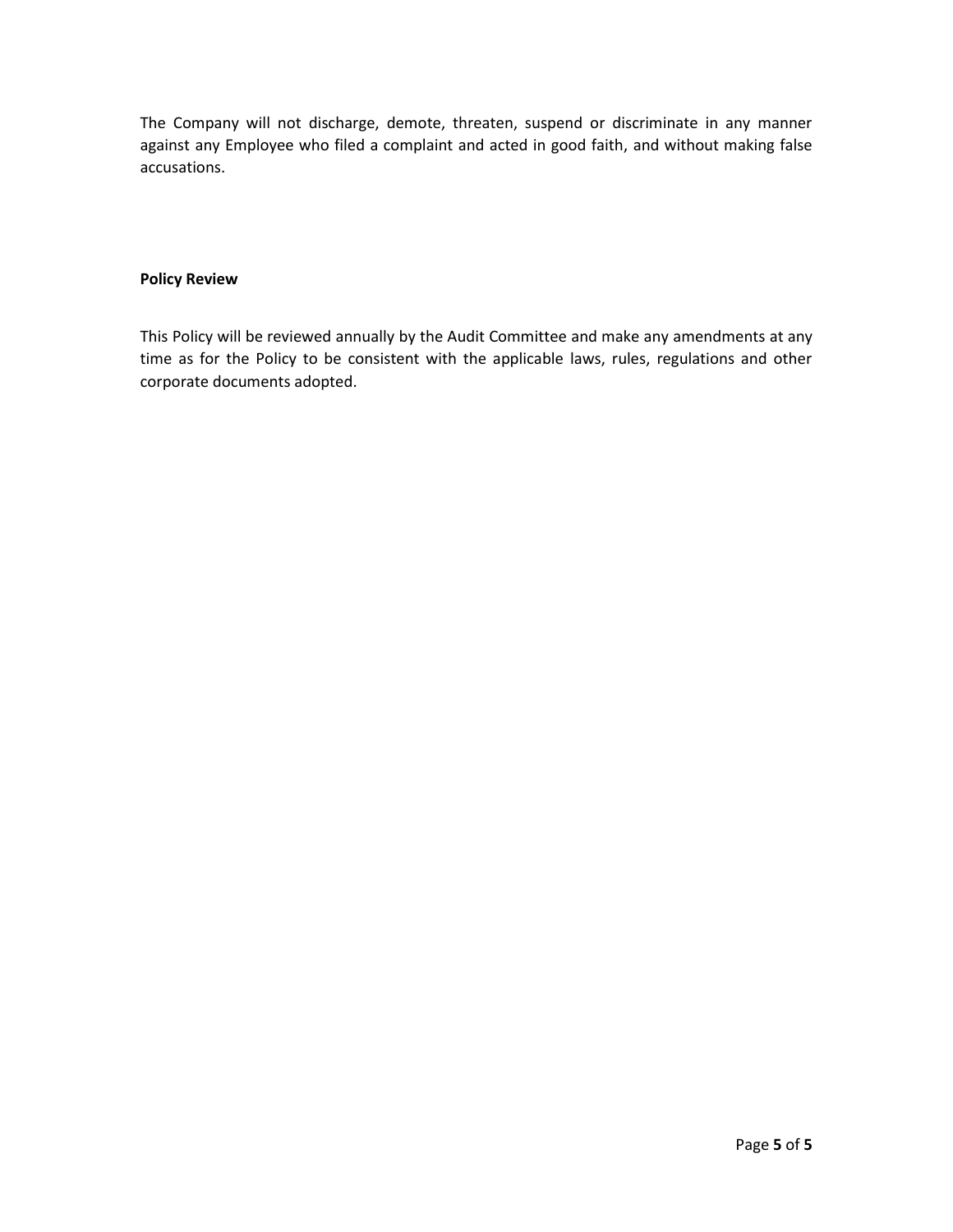The Company will not discharge, demote, threaten, suspend or discriminate in any manner against any Employee who filed a complaint and acted in good faith, and without making false accusations.

**Policy Review**

This Policy will be reviewed annually by the Audit Committee and make any amendments at any time as for the Policy to be consistent with the applicable laws, rules, regulations and other corporate documents adopted.